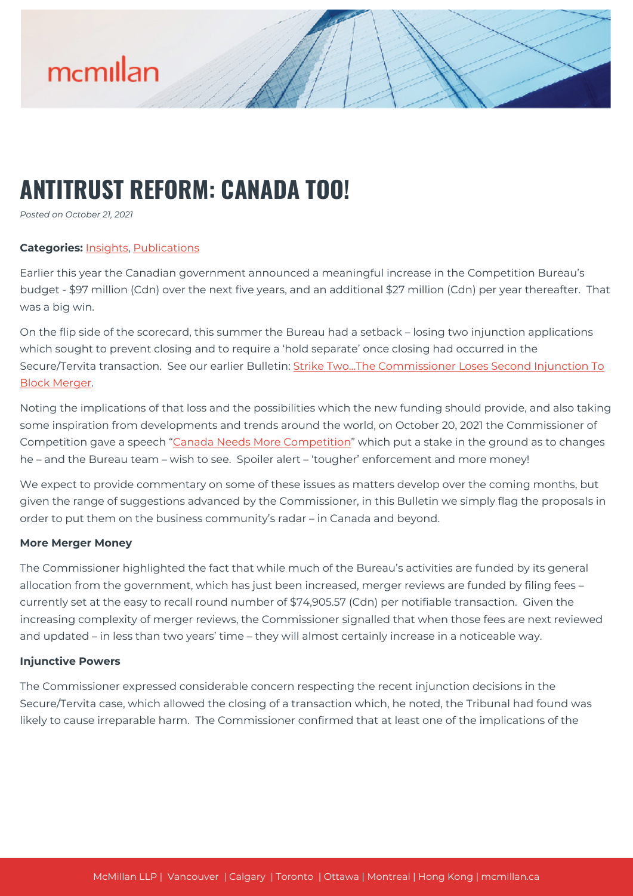# ANTITRUST REFORM: CANADA TOO!

*Posted on October 21, 2021*

**Categories:** Insights, Publications

Earlier this year the Canadian government announced a meaningful increase in the Competition Bureau's budget - $97 million (Cdn) over the next five years, and an additional $27 million (Cdn) per year thereafter. That was a big win.

On the flip side of the scorecard, this summer the Bureau had a setback – losing two injunction applications which sought to prevent closing and to require a 'hold separate' once closing had occurred in the Secure/Tervita transaction. See our earlier Bulletin: Strike Two…The Commissioner Loses Second Injunction To Block Merger.

Noting the implications of that loss and the possibilities which the new funding should provide, and also taking some inspiration from developments and trends around the world, on October 20, 2021 the Commissioner of Competition gave a speech "Canada Needs More Competition" which put a stake in the ground as to changes he – and the Bureau team – wish to see. Spoiler alert – 'tougher' enforcement and more money!

We expect to provide commentary on some of these issues as matters develop over the coming months, but given the range of suggestions advanced by the Commissioner, in this Bulletin we simply flag the proposals in order to put them on the business community's radar – in Canada and beyond.

**More Merger Money**

The Commissioner highlighted the fact that while much of the Bureau's activities are funded by its general allocation from the government, which has just been increased, merger reviews are funded by filing fees – currently set at the easy to recall round number of $74,905.57 (Cdn) per notifiable transaction. Given the increasing complexity of merger reviews, the Commissioner signalled that when those fees are next reviewed and updated – in less than two years' time – they will almost certainly increase in a noticeable way.

**Injunctive Powers**

The Commissioner expressed considerable concern respecting the recent injunction decisions in the Secure/Tervita case, which allowed the closing of a transaction which, he noted, the Tribunal had found was likely to cause irreparable harm. The Commissioner confirmed that at least one of the implications of the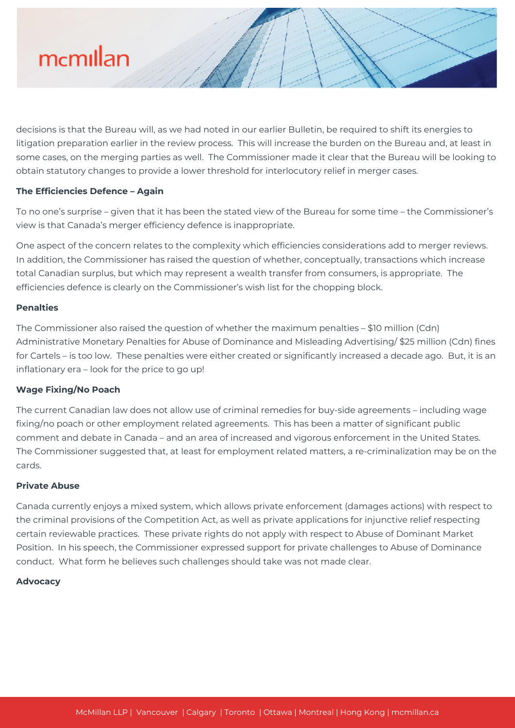decisions is that the Bureau will, as we had noted in our earlier Bulletin, be required to shift its energies to litigation preparation earlier in the review process. This will increase the burden on the Bureau and, at least in some cases, on the merging parties as well. The Commissioner made it clear that the Bureau will be looking to obtain statutory changes to provide a lower threshold for interlocutory relief in merger cases.

**The Efficiencies Defence – Again**

To no one's surprise – given that it has been the stated view of the Bureau for some time – the Commissioner's view is that Canada's merger efficiency defence is inappropriate.

One aspect of the concern relates to the complexity which efficiencies considerations add to merger reviews. In addition, the Commissioner has raised the question of whether, conceptually, transactions which increase total Canadian surplus, but which may represent a wealth transfer from consumers, is appropriate. The efficiencies defence is clearly on the Commissioner's wish list for the chopping block.

**Penalties**

The Commissioner also raised the question of whether the maximum penalties – $10 million (Cdn) Administrative Monetary Penalties for Abuse of Dominance and Misleading Advertising/ $25 million (Cdn) fines for Cartels – is too low. These penalties were either created or significantly increased a decade ago. But, it is an inflationary era – look for the price to go up!

**Wage Fixing/No Poach**

The current Canadian law does not allow use of criminal remedies for buy-side agreements – including wage fixing/no poach or other employment related agreements. This has been a matter of significant public comment and debate in Canada – and an area of increased and vigorous enforcement in the United States. The Commissioner suggested that, at least for employment related matters, a re-criminalization may be on the cards.

**Private Abuse**

Canada currently enjoys a mixed system, which allows private enforcement (damages actions) with respect to the criminal provisions of the Competition Act, as well as private applications for injunctive relief respecting certain reviewable practices. These private rights do not apply with respect to Abuse of Dominant Market Position. In his speech, the Commissioner expressed support for private challenges to Abuse of Dominance conduct. What form he believes such challenges should take was not made clear.

**Advocacy**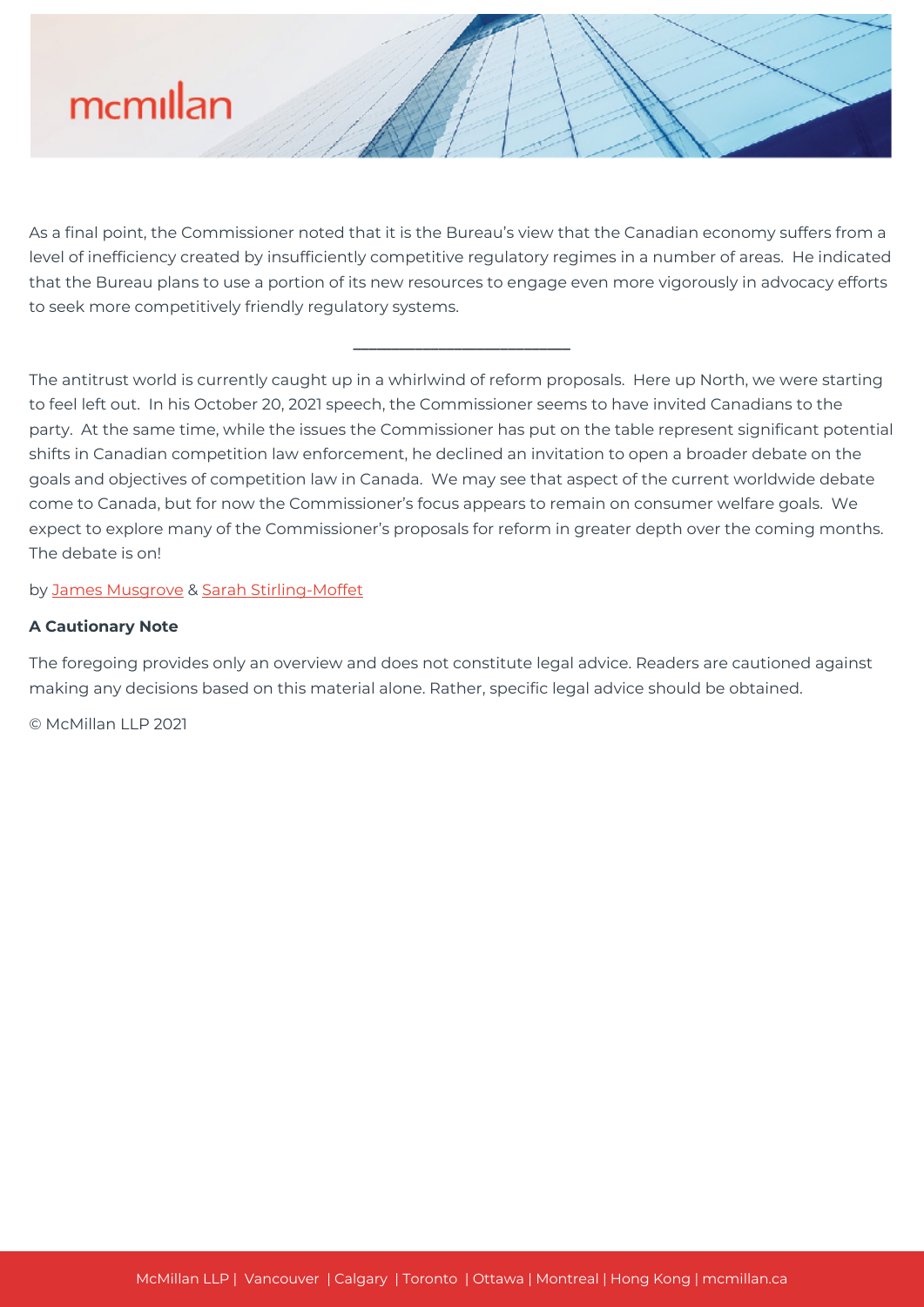As a final point, the Commissioner noted that it is the Bureau's view that the Canadian economy suffers from a level of inefficiency created by insufficiently competitive regulatory regimes in a number of areas. He indicated that the Bureau plans to use a portion of its new resources to engage even more vigorously in advocacy efforts to seek more competitively friendly regulatory systems.

---

The antitrust world is currently caught up in a whirlwind of reform proposals. Here up North, we were starting to feel left out. In his October 20, 2021 speech, the Commissioner seems to have invited Canadians to the party. At the same time, while the issues the Commissioner has put on the table represent significant potential shifts in Canadian competition law enforcement, he declined an invitation to open a broader debate on the goals and objectives of competition law in Canada. We may see that aspect of the current worldwide debate come to Canada, but for now the Commissioner's focus appears to remain on consumer welfare goals. We expect to explore many of the Commissioner's proposals for reform in greater depth over the coming months. The debate is on!

by James Musgrove & Sarah Stirling-Moffet

**A Cautionary Note**

The foregoing provides only an overview and does not constitute legal advice. Readers are cautioned against making any decisions based on this material alone. Rather, specific legal advice should be obtained.

© McMillan LLP 2021